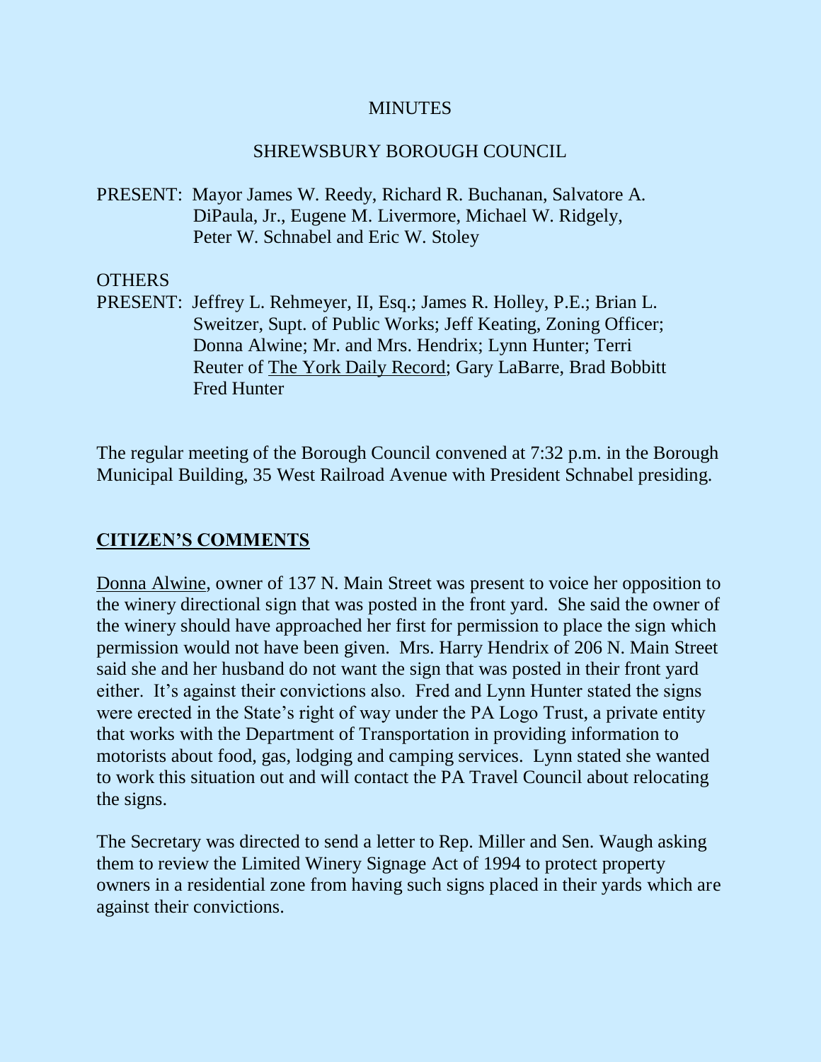MINUTES

SHREWSBURY BOROUGH COUNCIL

PRESENT: Mayor James W. Reedy, Richard R. Buchanan, Salvatore A. DiPaula, Jr., Eugene M. Livermore, Michael W. Ridgely, Peter W. Schnabel and Eric W. Stoley

OTHERS PRESENT: Jeffrey L. Rehmeyer, II, Esq.; James R. Holley, P.E.; Brian L. Sweitzer, Supt. of Public Works; Jeff Keating, Zoning Officer; Donna Alwine; Mr. and Mrs. Hendrix; Lynn Hunter; Terri Reuter of The York Daily Record; Gary LaBarre, Brad Bobbitt Fred Hunter

The regular meeting of the Borough Council convened at 7:32 p.m. in the Borough Municipal Building, 35 West Railroad Avenue with President Schnabel presiding.

## CITIZEN'S COMMENTS

Donna Alwine, owner of 137 N. Main Street was present to voice her opposition to the winery directional sign that was posted in the front yard. She said the owner of the winery should have approached her first for permission to place the sign which permission would not have been given. Mrs. Harry Hendrix of 206 N. Main Street said she and her husband do not want the sign that was posted in their front yard either. It's against their convictions also. Fred and Lynn Hunter stated the signs were erected in the State's right of way under the PA Logo Trust, a private entity that works with the Department of Transportation in providing information to motorists about food, gas, lodging and camping services. Lynn stated she wanted to work this situation out and will contact the PA Travel Council about relocating the signs.

The Secretary was directed to send a letter to Rep. Miller and Sen. Waugh asking them to review the Limited Winery Signage Act of 1994 to protect property owners in a residential zone from having such signs placed in their yards which are against their convictions.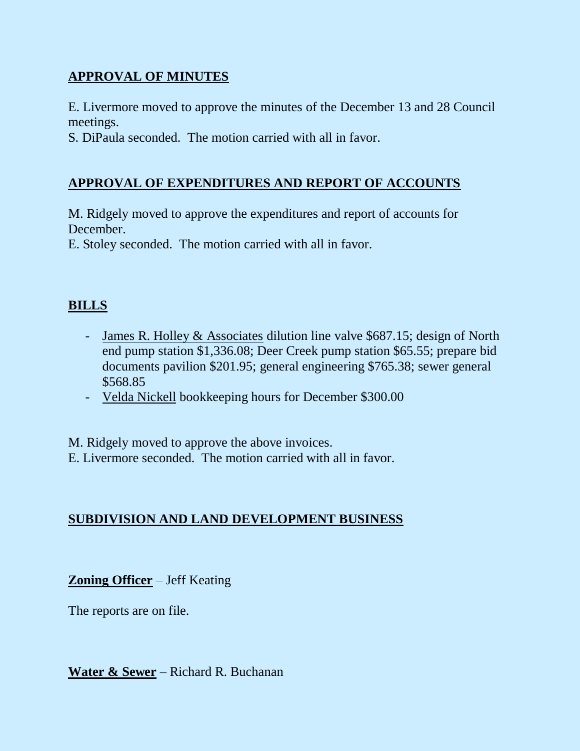## APPROVAL OF MINUTES

E. Livermore moved to approve the minutes of the December 13 and 28 Council meetings.
S. DiPaula seconded. The motion carried with all in favor.

## APPROVAL OF EXPENDITURES AND REPORT OF ACCOUNTS

M. Ridgely moved to approve the expenditures and report of accounts for December.
E. Stoley seconded. The motion carried with all in favor.

## BILLS

- James R. Holley & Associates dilution line valve $687.15; design of North end pump station $1,336.08; Deer Creek pump station $65.55; prepare bid documents pavilion $201.95; general engineering $765.38; sewer general $568.85
- Velda Nickell bookkeeping hours for December $300.00

M. Ridgely moved to approve the above invoices.
E. Livermore seconded. The motion carried with all in favor.

## SUBDIVISION AND LAND DEVELOPMENT BUSINESS

**Zoning Officer** – Jeff Keating

The reports are on file.

**Water & Sewer** – Richard R. Buchanan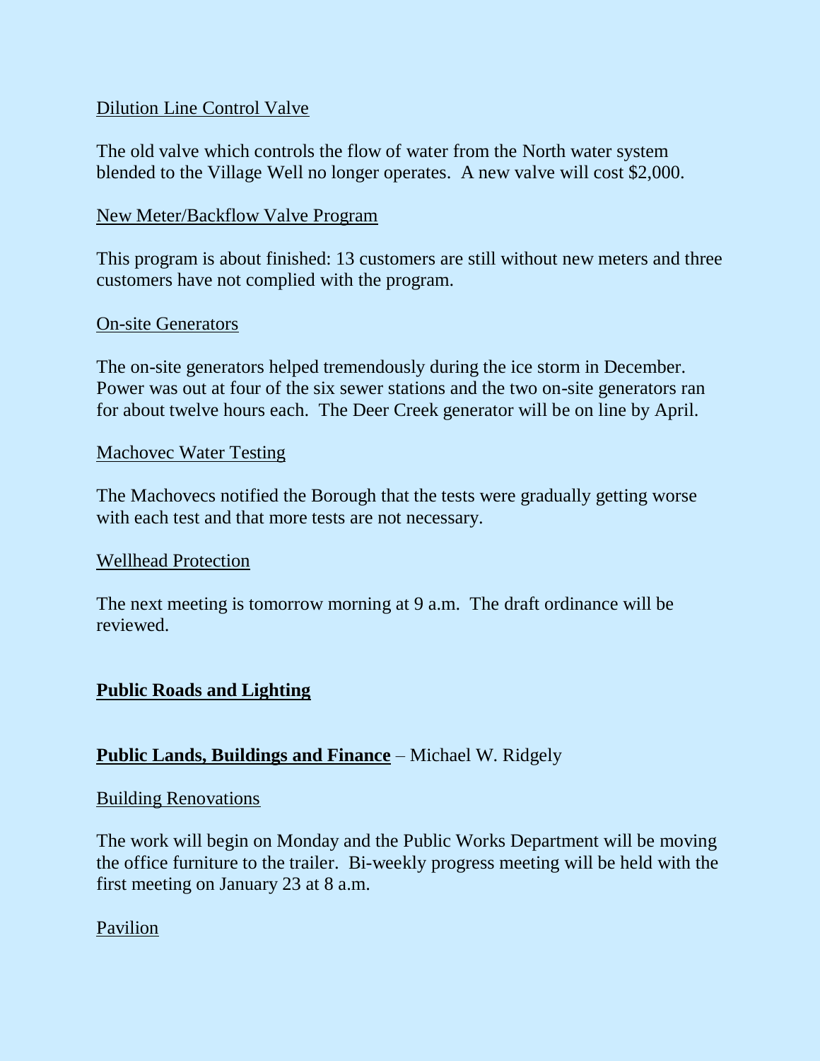Dilution Line Control Valve

The old valve which controls the flow of water from the North water system blended to the Village Well no longer operates. A new valve will cost $2,000.

New Meter/Backflow Valve Program

This program is about finished: 13 customers are still without new meters and three customers have not complied with the program.

On-site Generators

The on-site generators helped tremendously during the ice storm in December. Power was out at four of the six sewer stations and the two on-site generators ran for about twelve hours each. The Deer Creek generator will be on line by April.

Machovec Water Testing

The Machovecs notified the Borough that the tests were gradually getting worse with each test and that more tests are not necessary.

Wellhead Protection

The next meeting is tomorrow morning at 9 a.m. The draft ordinance will be reviewed.

## Public Roads and Lighting

## Public Lands, Buildings and Finance – Michael W. Ridgely

Building Renovations

The work will begin on Monday and the Public Works Department will be moving the office furniture to the trailer. Bi-weekly progress meeting will be held with the first meeting on January 23 at 8 a.m.

Pavilion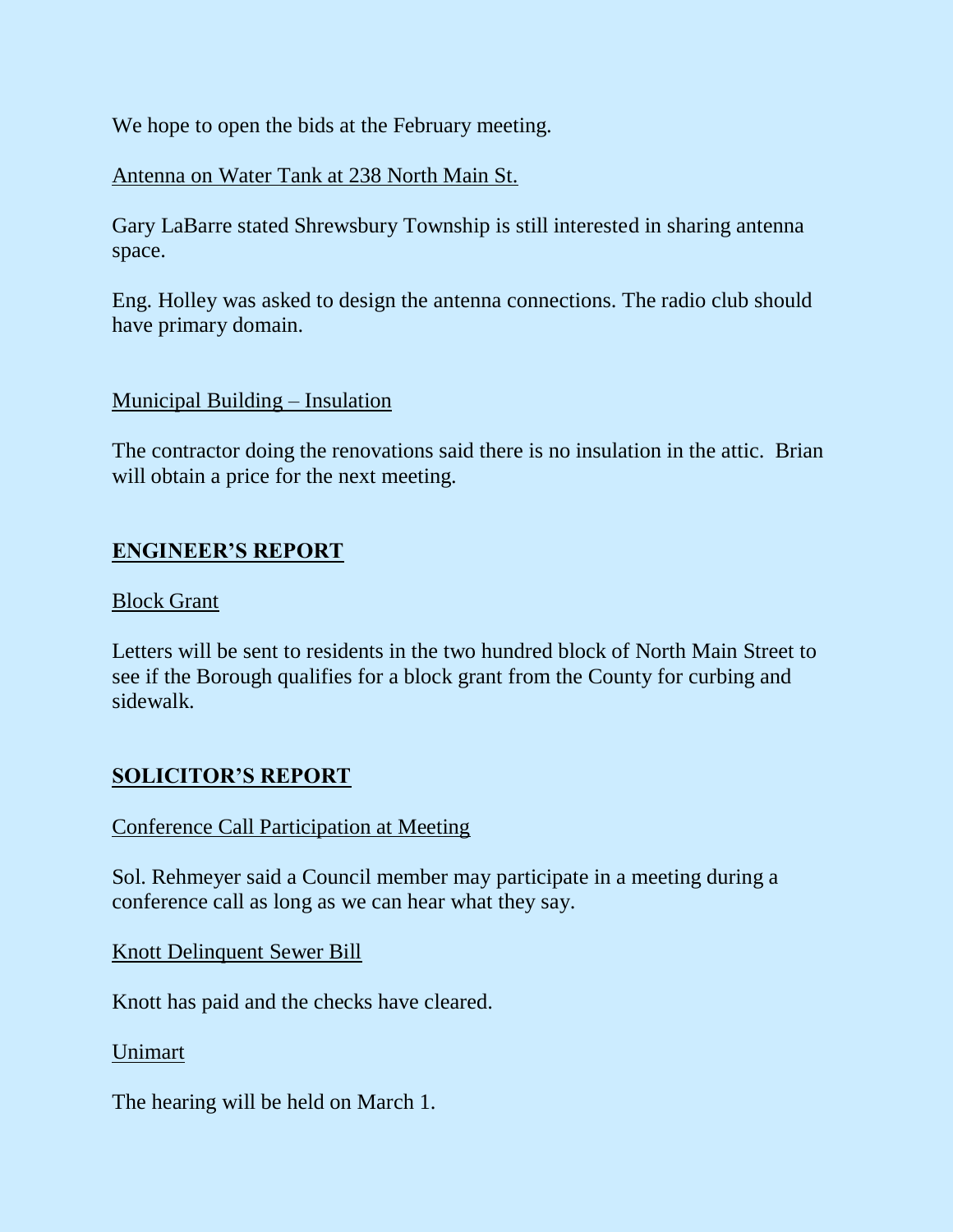We hope to open the bids at the February meeting.

Antenna on Water Tank at 238 North Main St.

Gary LaBarre stated Shrewsbury Township is still interested in sharing antenna space.

Eng. Holley was asked to design the antenna connections. The radio club should have primary domain.

Municipal Building – Insulation

The contractor doing the renovations said there is no insulation in the attic. Brian will obtain a price for the next meeting.

## ENGINEER'S REPORT

Block Grant

Letters will be sent to residents in the two hundred block of North Main Street to see if the Borough qualifies for a block grant from the County for curbing and sidewalk.

## SOLICITOR'S REPORT

Conference Call Participation at Meeting

Sol. Rehmeyer said a Council member may participate in a meeting during a conference call as long as we can hear what they say.

Knott Delinquent Sewer Bill

Knott has paid and the checks have cleared.

Unimart

The hearing will be held on March 1.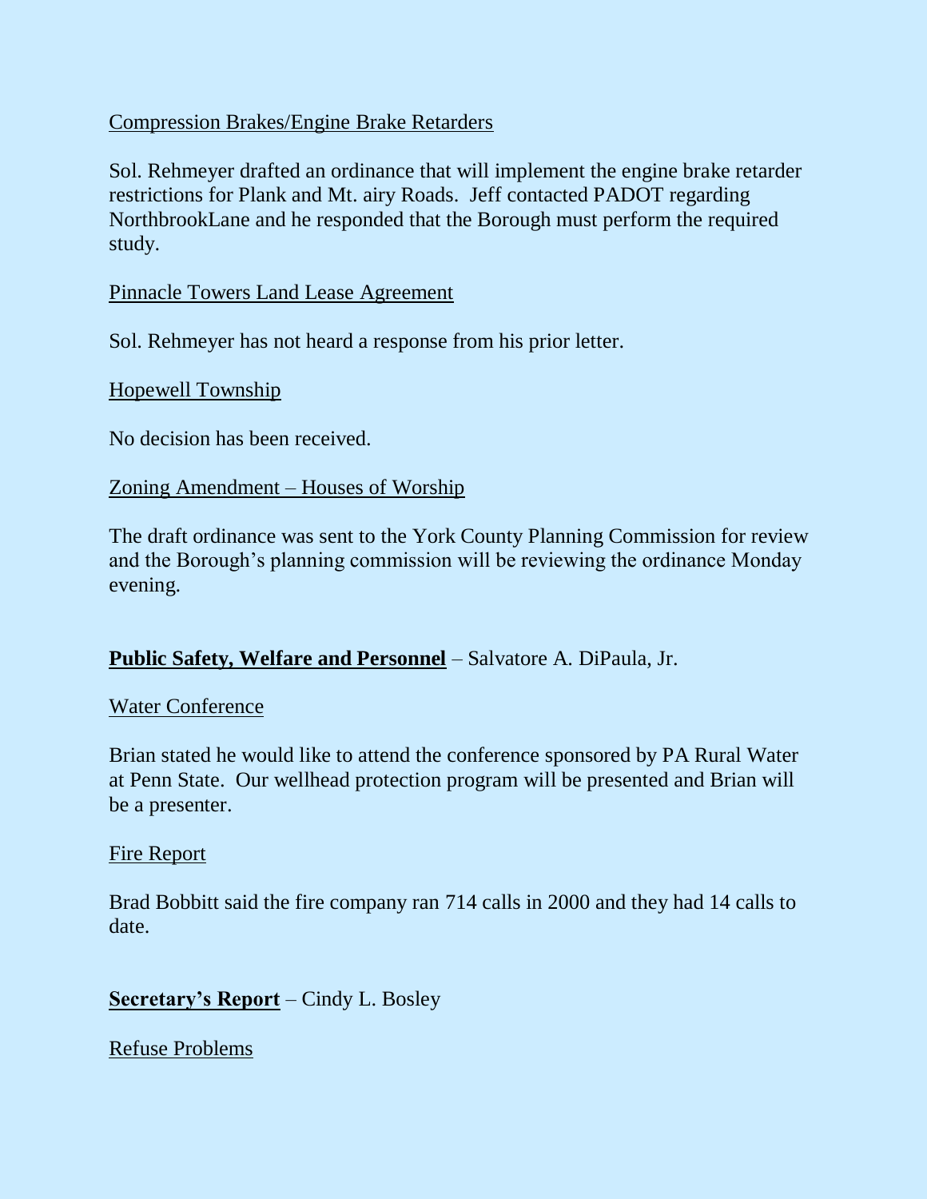Compression Brakes/Engine Brake Retarders

Sol. Rehmeyer drafted an ordinance that will implement the engine brake retarder restrictions for Plank and Mt. airy Roads. Jeff contacted PADOT regarding NorthbrookLane and he responded that the Borough must perform the required study.

Pinnacle Towers Land Lease Agreement

Sol. Rehmeyer has not heard a response from his prior letter.

Hopewell Township

No decision has been received.

Zoning Amendment – Houses of Worship

The draft ordinance was sent to the York County Planning Commission for review and the Borough's planning commission will be reviewing the ordinance Monday evening.

**Public Safety, Welfare and Personnel** – Salvatore A. DiPaula, Jr.

Water Conference

Brian stated he would like to attend the conference sponsored by PA Rural Water at Penn State. Our wellhead protection program will be presented and Brian will be a presenter.

Fire Report

Brad Bobbitt said the fire company ran 714 calls in 2000 and they had 14 calls to date.

**Secretary's Report** – Cindy L. Bosley

Refuse Problems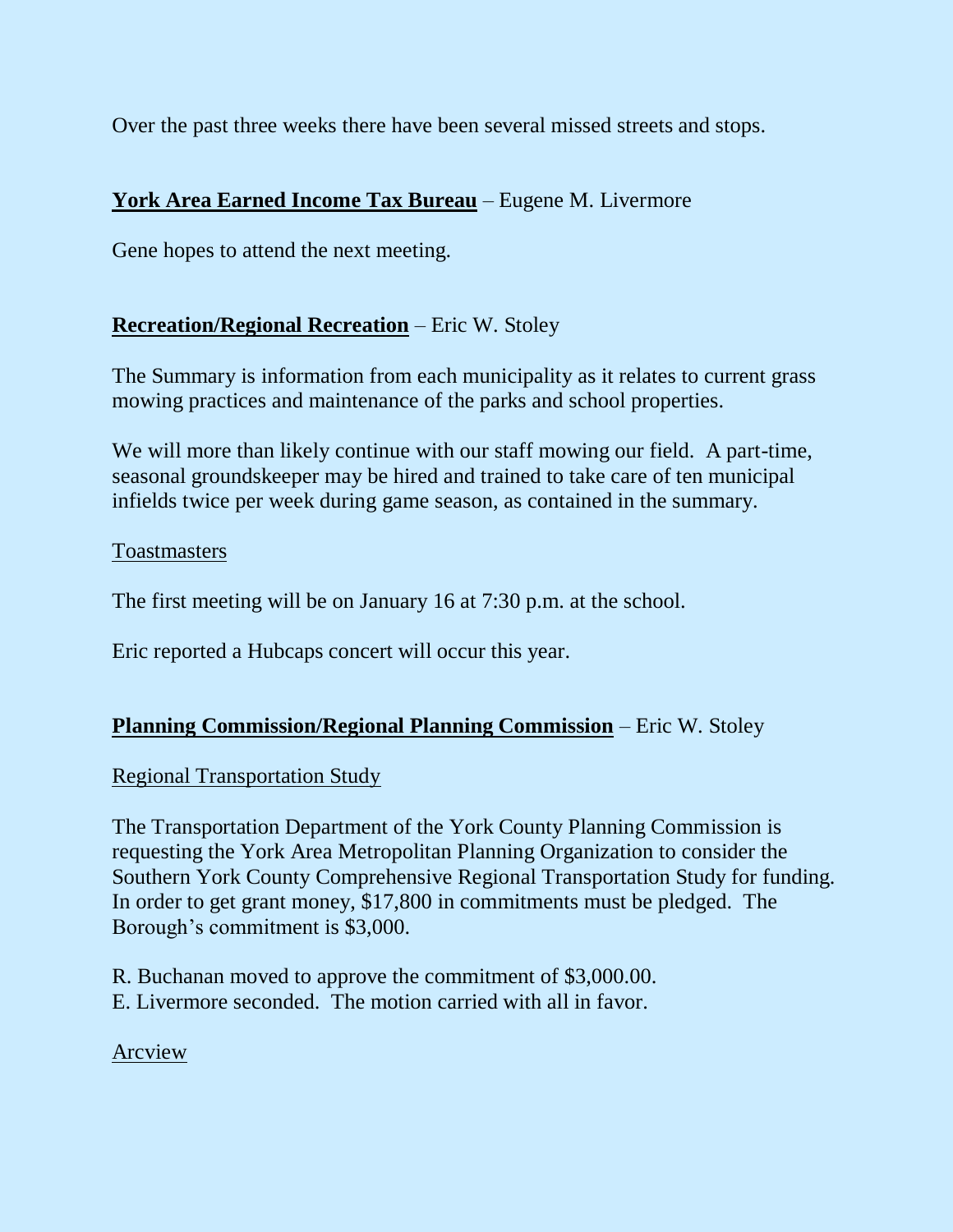Over the past three weeks there have been several missed streets and stops.

**York Area Earned Income Tax Bureau** – Eugene M. Livermore

Gene hopes to attend the next meeting.

**Recreation/Regional Recreation** – Eric W. Stoley

The Summary is information from each municipality as it relates to current grass mowing practices and maintenance of the parks and school properties.

We will more than likely continue with our staff mowing our field. A part-time, seasonal groundskeeper may be hired and trained to take care of ten municipal infields twice per week during game season, as contained in the summary.

Toastmasters

The first meeting will be on January 16 at 7:30 p.m. at the school.

Eric reported a Hubcaps concert will occur this year.

**Planning Commission/Regional Planning Commission** – Eric W. Stoley

Regional Transportation Study

The Transportation Department of the York County Planning Commission is requesting the York Area Metropolitan Planning Organization to consider the Southern York County Comprehensive Regional Transportation Study for funding. In order to get grant money, $17,800 in commitments must be pledged. The Borough's commitment is $3,000.

R. Buchanan moved to approve the commitment of $3,000.00.
E. Livermore seconded. The motion carried with all in favor.

Arcview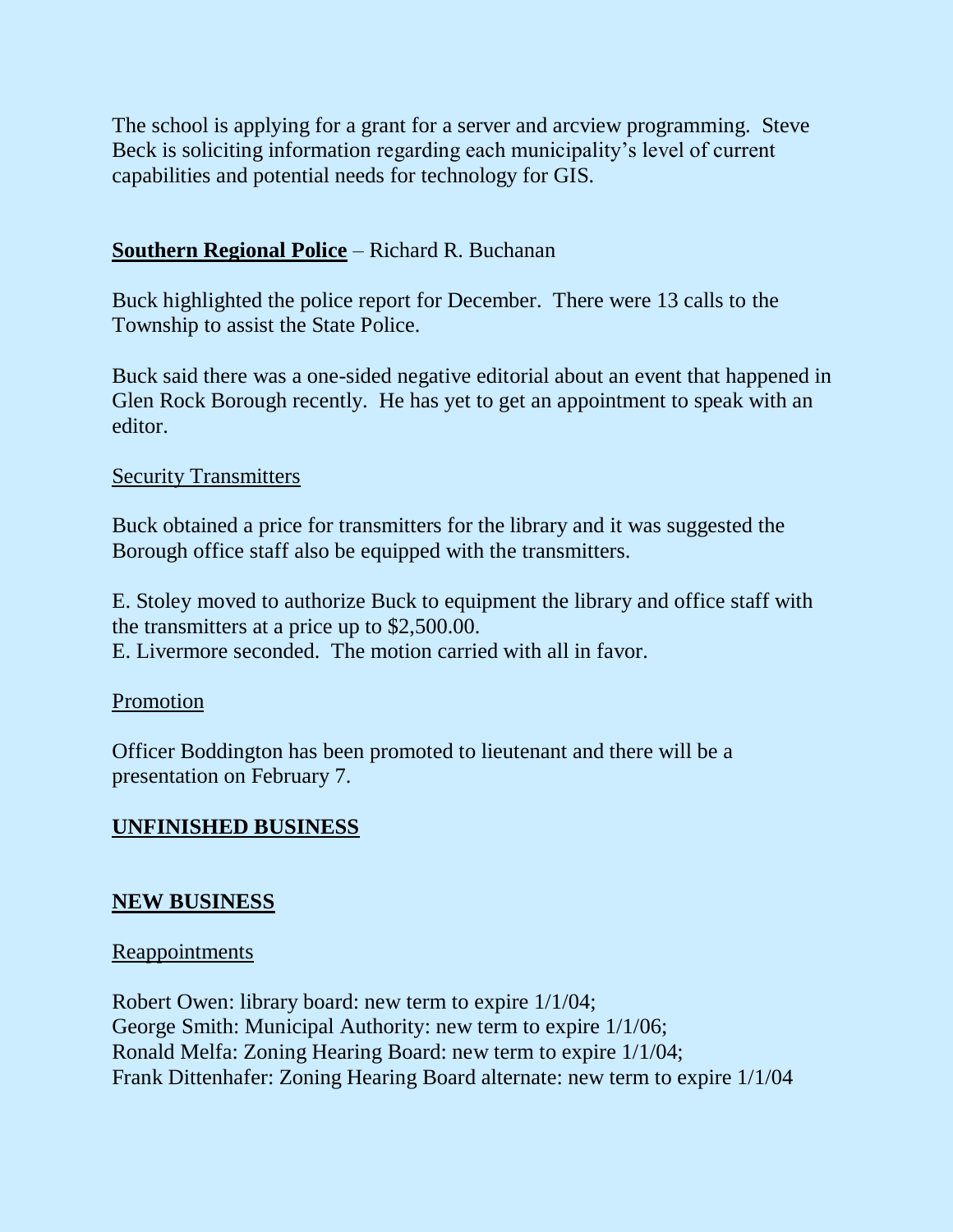The school is applying for a grant for a server and arcview programming. Steve Beck is soliciting information regarding each municipality's level of current capabilities and potential needs for technology for GIS.

**Southern Regional Police** – Richard R. Buchanan

Buck highlighted the police report for December. There were 13 calls to the Township to assist the State Police.

Buck said there was a one-sided negative editorial about an event that happened in Glen Rock Borough recently. He has yet to get an appointment to speak with an editor.

Security Transmitters

Buck obtained a price for transmitters for the library and it was suggested the Borough office staff also be equipped with the transmitters.

E. Stoley moved to authorize Buck to equipment the library and office staff with the transmitters at a price up to $2,500.00.
E. Livermore seconded. The motion carried with all in favor.

Promotion

Officer Boddington has been promoted to lieutenant and there will be a presentation on February 7.

## UNFINISHED BUSINESS

## NEW BUSINESS

Reappointments

Robert Owen: library board: new term to expire 1/1/04;
George Smith: Municipal Authority: new term to expire 1/1/06;
Ronald Melfa: Zoning Hearing Board: new term to expire 1/1/04;
Frank Dittenhafer: Zoning Hearing Board alternate: new term to expire 1/1/04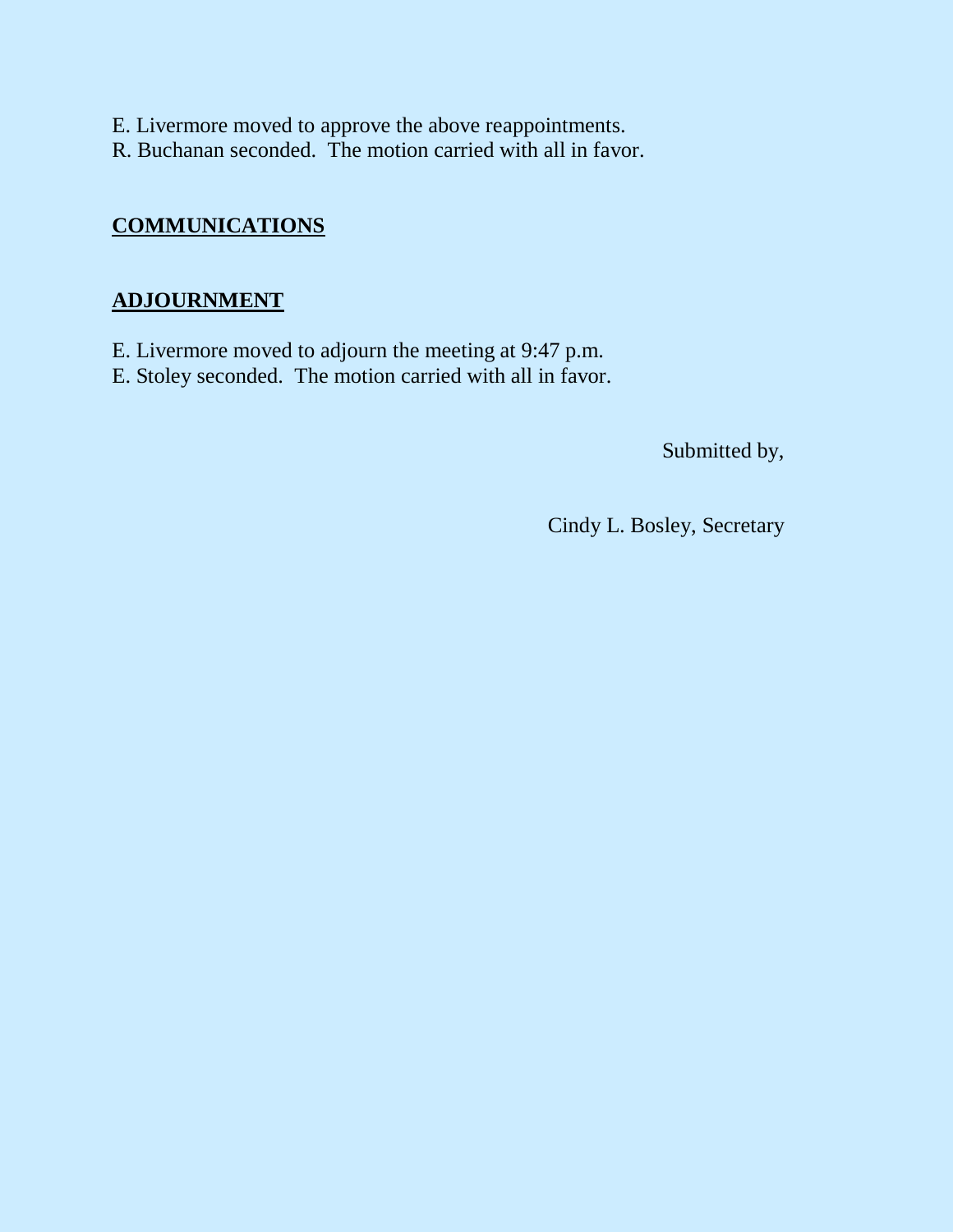E. Livermore moved to approve the above reappointments.
R. Buchanan seconded. The motion carried with all in favor.

## COMMUNICATIONS

## ADJOURNMENT

E. Livermore moved to adjourn the meeting at 9:47 p.m.
E. Stoley seconded. The motion carried with all in favor.

Submitted by,

Cindy L. Bosley, Secretary